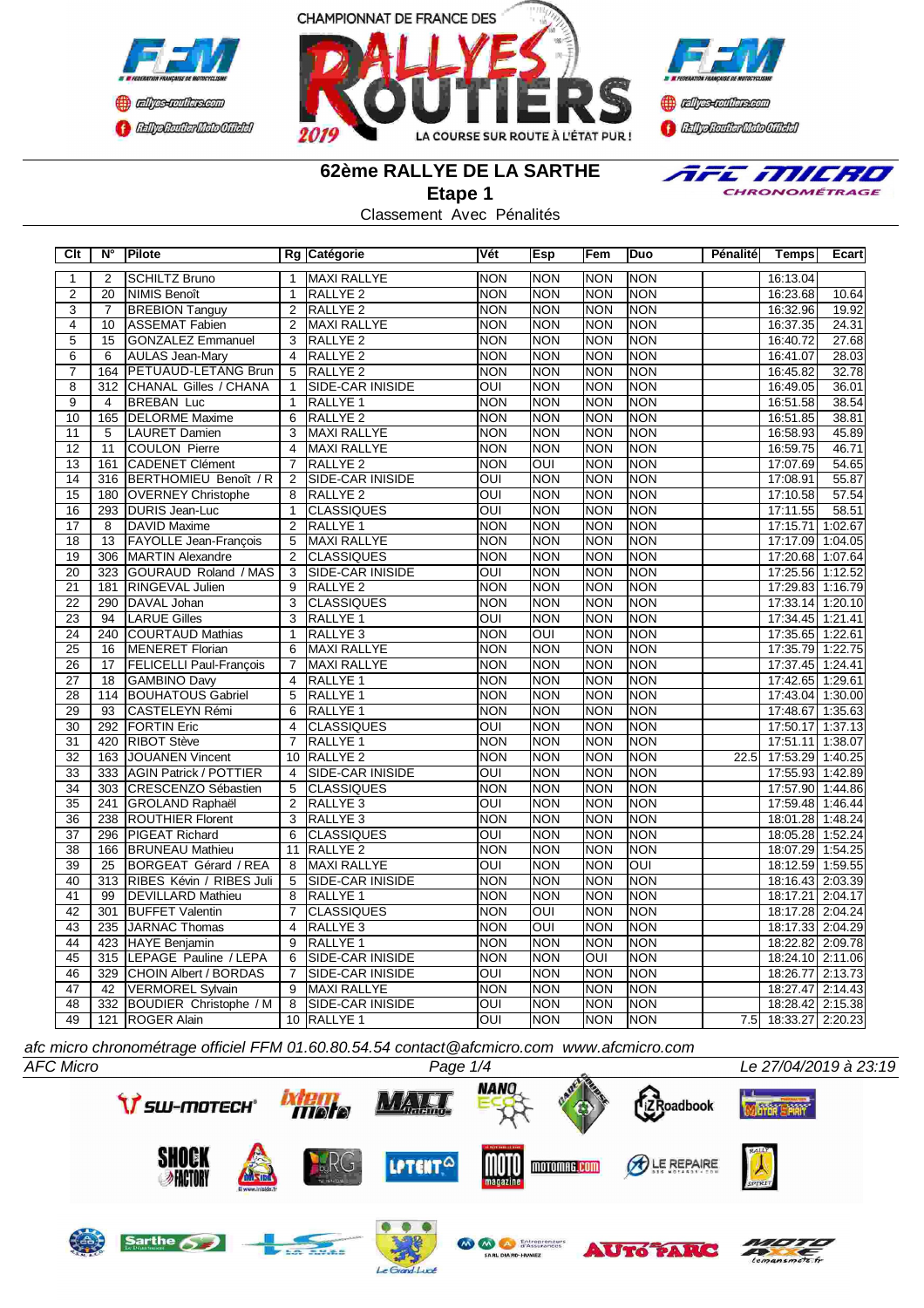CHAMPIONNAT DE FRANCE DES RALLYES ROUTIERS 2019

# 62ème RALLYE DE LA SARTHE

## Etape 1

Classement Avec Pénalités

| Clt | N° | Pilote | Rg | Catégorie | Vét | Esp | Fem | Duo | Pénalité | Temps | Ecart |
|---|---|---|---|---|---|---|---|---|---|---|---|
| 1 | 2 | SCHILTZ Bruno | 1 | MAXI RALLYE | NON | NON | NON | NON | | 16:13.04 | |
| 2 | 20 | NIMIS Benoît | 1 | RALLYE 2 | NON | NON | NON | NON | | 16:23.68 | 10.64 |
| 3 | 7 | BREBION Tanguy | 2 | RALLYE 2 | NON | NON | NON | NON | | 16:32.96 | 19.92 |
| 4 | 10 | ASSEMAT Fabien | 2 | MAXI RALLYE | NON | NON | NON | NON | | 16:37.35 | 24.31 |
| 5 | 15 | GONZALEZ Emmanuel | 3 | RALLYE 2 | NON | NON | NON | NON | | 16:40.72 | 27.68 |
| 6 | 6 | AULAS Jean-Mary | 4 | RALLYE 2 | NON | NON | NON | NON | | 16:41.07 | 28.03 |
| 7 | 164 | PETUAUD-LETANG Brun | 5 | RALLYE 2 | NON | NON | NON | NON | | 16:45.82 | 32.78 |
| 8 | 312 | CHANAL Gilles / CHANA | 1 | SIDE-CAR INISIDE | OUI | NON | NON | NON | | 16:49.05 | 36.01 |
| 9 | 4 | BREBAN Luc | 1 | RALLYE 1 | NON | NON | NON | NON | | 16:51.58 | 38.54 |
| 10 | 165 | DELORME Maxime | 6 | RALLYE 2 | NON | NON | NON | NON | | 16:51.85 | 38.81 |
| 11 | 5 | LAURET Damien | 3 | MAXI RALLYE | NON | NON | NON | NON | | 16:58.93 | 45.89 |
| 12 | 11 | COULON Pierre | 4 | MAXI RALLYE | NON | NON | NON | NON | | 16:59.75 | 46.71 |
| 13 | 161 | CADENET Clément | 7 | RALLYE 2 | NON | OUI | NON | NON | | 17:07.69 | 54.65 |
| 14 | 316 | BERTHOMIEU Benoît / R | 2 | SIDE-CAR INISIDE | OUI | NON | NON | NON | | 17:08.91 | 55.87 |
| 15 | 180 | OVERNEY Christophe | 8 | RALLYE 2 | OUI | NON | NON | NON | | 17:10.58 | 57.54 |
| 16 | 293 | DURIS Jean-Luc | 1 | CLASSIQUES | OUI | NON | NON | NON | | 17:11.55 | 58.51 |
| 17 | 8 | DAVID Maxime | 2 | RALLYE 1 | NON | NON | NON | NON | | 17:15.71 | 1:02.67 |
| 18 | 13 | FAYOLLE Jean-François | 5 | MAXI RALLYE | NON | NON | NON | NON | | 17:17.09 | 1:04.05 |
| 19 | 306 | MARTIN Alexandre | 2 | CLASSIQUES | NON | NON | NON | NON | | 17:20.68 | 1:07.64 |
| 20 | 323 | GOURAUD Roland / MAS | 3 | SIDE-CAR INISIDE | OUI | NON | NON | NON | | 17:25.56 | 1:12.52 |
| 21 | 181 | RINGEVAL Julien | 9 | RALLYE 2 | NON | NON | NON | NON | | 17:29.83 | 1:16.79 |
| 22 | 290 | DAVAL Johan | 3 | CLASSIQUES | NON | NON | NON | NON | | 17:33.14 | 1:20.10 |
| 23 | 94 | LARUE Gilles | 3 | RALLYE 1 | OUI | NON | NON | NON | | 17:34.45 | 1:21.41 |
| 24 | 240 | COURTAUD Mathias | 1 | RALLYE 3 | NON | OUI | NON | NON | | 17:35.65 | 1:22.61 |
| 25 | 16 | MENERET Florian | 6 | MAXI RALLYE | NON | NON | NON | NON | | 17:35.79 | 1:22.75 |
| 26 | 17 | FELICELLI Paul-François | 7 | MAXI RALLYE | NON | NON | NON | NON | | 17:37.45 | 1:24.41 |
| 27 | 18 | GAMBINO Davy | 4 | RALLYE 1 | NON | NON | NON | NON | | 17:42.65 | 1:29.61 |
| 28 | 114 | BOUHATOUS Gabriel | 5 | RALLYE 1 | NON | NON | NON | NON | | 17:43.04 | 1:30.00 |
| 29 | 93 | CASTELEYN Rémi | 6 | RALLYE 1 | NON | NON | NON | NON | | 17:48.67 | 1:35.63 |
| 30 | 292 | FORTIN Eric | 4 | CLASSIQUES | OUI | NON | NON | NON | | 17:50.17 | 1:37.13 |
| 31 | 420 | RIBOT Stève | 7 | RALLYE 1 | NON | NON | NON | NON | | 17:51.11 | 1:38.07 |
| 32 | 163 | JOUANEN Vincent | 10 | RALLYE 2 | NON | NON | NON | NON | 22.5 | 17:53.29 | 1:40.25 |
| 33 | 333 | AGIN Patrick / POTTIER | 4 | SIDE-CAR INISIDE | OUI | NON | NON | NON | | 17:55.93 | 1:42.89 |
| 34 | 303 | CRESCENZO Sébastien | 5 | CLASSIQUES | NON | NON | NON | NON | | 17:57.90 | 1:44.86 |
| 35 | 241 | GROLAND Raphaël | 2 | RALLYE 3 | OUI | NON | NON | NON | | 17:59.48 | 1:46.44 |
| 36 | 238 | ROUTHIER Florent | 3 | RALLYE 3 | NON | NON | NON | NON | | 18:01.28 | 1:48.24 |
| 37 | 296 | PIGEAT Richard | 6 | CLASSIQUES | OUI | NON | NON | NON | | 18:05.28 | 1:52.24 |
| 38 | 166 | BRUNEAU Mathieu | 11 | RALLYE 2 | NON | NON | NON | NON | | 18:07.29 | 1:54.25 |
| 39 | 25 | BORGEAT Gérard / REA | 8 | MAXI RALLYE | OUI | NON | NON | OUI | | 18:12.59 | 1:59.55 |
| 40 | 313 | RIBES Kévin / RIBES Juli | 5 | SIDE-CAR INISIDE | NON | NON | NON | NON | | 18:16.43 | 2:03.39 |
| 41 | 99 | DEVILLARD Mathieu | 8 | RALLYE 1 | NON | NON | NON | NON | | 18:17.21 | 2:04.17 |
| 42 | 301 | BUFFET Valentin | 7 | CLASSIQUES | NON | OUI | NON | NON | | 18:17.28 | 2:04.24 |
| 43 | 235 | JARNAC Thomas | 4 | RALLYE 3 | NON | OUI | NON | NON | | 18:17.33 | 2:04.29 |
| 44 | 423 | HAYE Benjamin | 9 | RALLYE 1 | NON | NON | NON | NON | | 18:22.82 | 2:09.78 |
| 45 | 315 | LEPAGE Pauline / LEPA | 6 | SIDE-CAR INISIDE | NON | NON | OUI | NON | | 18:24.10 | 2:11.06 |
| 46 | 329 | CHOIN Albert / BORDAS | 7 | SIDE-CAR INISIDE | OUI | NON | NON | NON | | 18:26.77 | 2:13.73 |
| 47 | 42 | VERMOREL Sylvain | 9 | MAXI RALLYE | NON | NON | NON | NON | | 18:27.47 | 2:14.43 |
| 48 | 332 | BOUDIER Christophe / M | 8 | SIDE-CAR INISIDE | OUI | NON | NON | NON | | 18:28.42 | 2:15.38 |
| 49 | 121 | ROGER Alain | 10 | RALLYE 1 | OUI | NON | NON | NON | 7.5 | 18:33.27 | 2:20.23 |

*afc micro chronométrage officiel FFM 01.60.80.54.54 contact@afcmicro.com www.afcmicro.com*

AFC Micro — Le 27/04/2019 à 23:19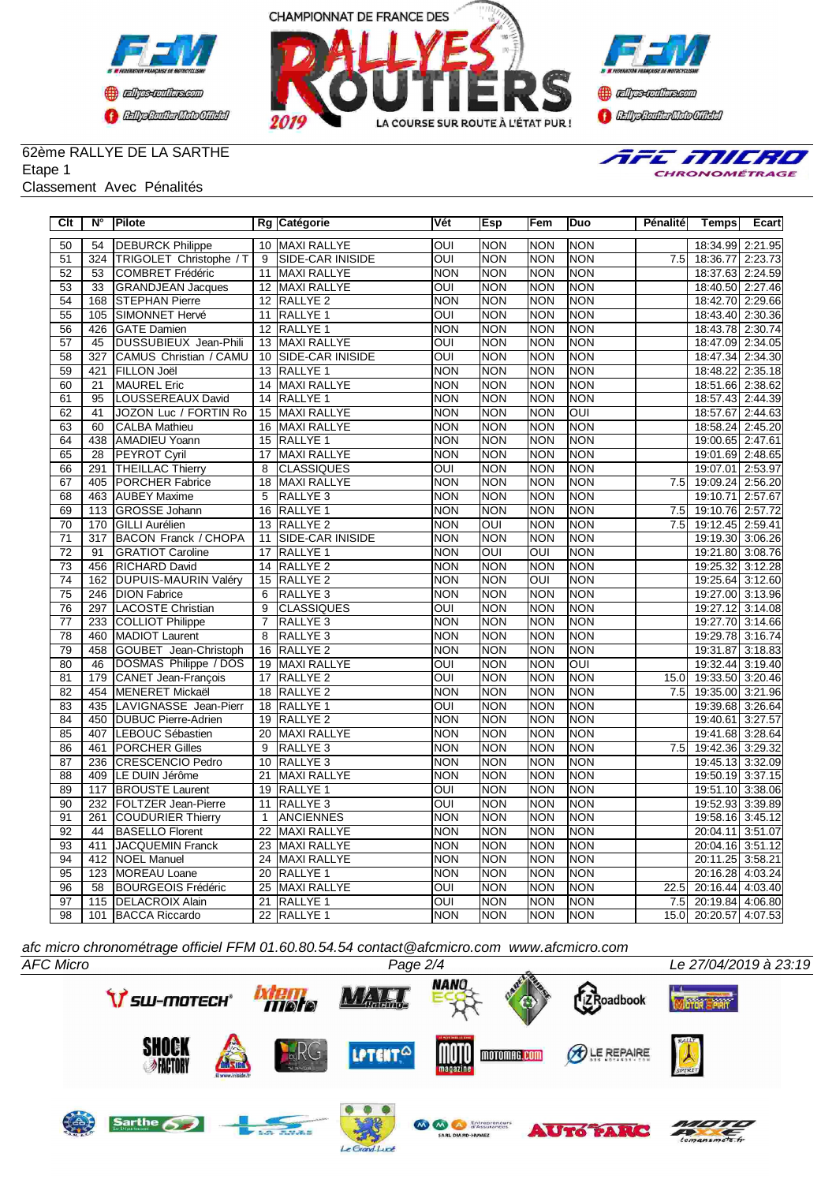62ème RALLYE DE LA SARTHE
Etape 1
Classement Avec Pénalités

| Clt | N° | Pilote | Rg | Catégorie | Vét | Esp | Fem | Duo | Pénalité | Temps | Ecart |
|---|---|---|---|---|---|---|---|---|---|---|---|
| 50 | 54 | DEBURCK Philippe | 10 | MAXI RALLYE | OUI | NON | NON | NON | | 18:34.99 | 2:21.95 |
| 51 | 324 | TRIGOLET Christophe / T | 9 | SIDE-CAR INISIDE | OUI | NON | NON | NON | 7.5 | 18:36.77 | 2:23.73 |
| 52 | 53 | COMBRET Frédéric | 11 | MAXI RALLYE | NON | NON | NON | NON | | 18:37.63 | 2:24.59 |
| 53 | 33 | GRANDJEAN Jacques | 12 | MAXI RALLYE | OUI | NON | NON | NON | | 18:40.50 | 2:27.46 |
| 54 | 168 | STEPHAN Pierre | 12 | RALLYE 2 | NON | NON | NON | NON | | 18:42.70 | 2:29.66 |
| 55 | 105 | SIMONNET Hervé | 11 | RALLYE 1 | OUI | NON | NON | NON | | 18:43.40 | 2:30.36 |
| 56 | 426 | GATE Damien | 12 | RALLYE 1 | NON | NON | NON | NON | | 18:43.78 | 2:30.74 |
| 57 | 45 | DUSSUBIEUX Jean-Phili | 13 | MAXI RALLYE | OUI | NON | NON | NON | | 18:47.09 | 2:34.05 |
| 58 | 327 | CAMUS Christian / CAMU | 10 | SIDE-CAR INISIDE | OUI | NON | NON | NON | | 18:47.34 | 2:34.30 |
| 59 | 421 | FILLON Joël | 13 | RALLYE 1 | NON | NON | NON | NON | | 18:48.22 | 2:35.18 |
| 60 | 21 | MAUREL Eric | 14 | MAXI RALLYE | NON | NON | NON | NON | | 18:51.66 | 2:38.62 |
| 61 | 95 | LOUSSEREAUX David | 14 | RALLYE 1 | NON | NON | NON | NON | | 18:57.43 | 2:44.39 |
| 62 | 41 | JOZON Luc / FORTIN Ro | 15 | MAXI RALLYE | NON | NON | NON | OUI | | 18:57.67 | 2:44.63 |
| 63 | 60 | CALBA Mathieu | 16 | MAXI RALLYE | NON | NON | NON | NON | | 18:58.24 | 2:45.20 |
| 64 | 438 | AMADIEU Yoann | 15 | RALLYE 1 | NON | NON | NON | NON | | 19:00.65 | 2:47.61 |
| 65 | 28 | PEYROT Cyril | 17 | MAXI RALLYE | NON | NON | NON | NON | | 19:01.69 | 2:48.65 |
| 66 | 291 | THEILLAC Thierry | 8 | CLASSIQUES | OUI | NON | NON | NON | | 19:07.01 | 2:53.97 |
| 67 | 405 | PORCHER Fabrice | 18 | MAXI RALLYE | NON | NON | NON | NON | 7.5 | 19:09.24 | 2:56.20 |
| 68 | 463 | AUBEY Maxime | 5 | RALLYE 3 | NON | NON | NON | NON | | 19:10.71 | 2:57.67 |
| 69 | 113 | GROSSE Johann | 16 | RALLYE 1 | NON | NON | NON | NON | 7.5 | 19:10.76 | 2:57.72 |
| 70 | 170 | GILLI Aurélien | 13 | RALLYE 2 | NON | OUI | NON | NON | 7.5 | 19:12.45 | 2:59.41 |
| 71 | 317 | BACON Franck / CHOPA | 11 | SIDE-CAR INISIDE | NON | NON | NON | NON | | 19:19.30 | 3:06.26 |
| 72 | 91 | GRATIOT Caroline | 17 | RALLYE 1 | NON | OUI | OUI | NON | | 19:21.80 | 3:08.76 |
| 73 | 456 | RICHARD David | 14 | RALLYE 2 | NON | NON | NON | NON | | 19:25.32 | 3:12.28 |
| 74 | 162 | DUPUIS-MAURIN Valéry | 15 | RALLYE 2 | NON | NON | OUI | NON | | 19:25.64 | 3:12.60 |
| 75 | 246 | DION Fabrice | 6 | RALLYE 3 | NON | NON | NON | NON | | 19:27.00 | 3:13.96 |
| 76 | 297 | LACOSTE Christian | 9 | CLASSIQUES | OUI | NON | NON | NON | | 19:27.12 | 3:14.08 |
| 77 | 233 | COLLIOT Philippe | 7 | RALLYE 3 | NON | NON | NON | NON | | 19:27.70 | 3:14.66 |
| 78 | 460 | MADIOT Laurent | 8 | RALLYE 3 | NON | NON | NON | NON | | 19:29.78 | 3:16.74 |
| 79 | 458 | GOUBET Jean-Christoph | 16 | RALLYE 2 | NON | NON | NON | NON | | 19:31.87 | 3:18.83 |
| 80 | 46 | DOSMAS Philippe / DOS | 19 | MAXI RALLYE | OUI | NON | NON | OUI | | 19:32.44 | 3:19.40 |
| 81 | 179 | CANET Jean-François | 17 | RALLYE 2 | OUI | NON | NON | NON | 15.0 | 19:33.50 | 3:20.46 |
| 82 | 454 | MENERET Mickaël | 18 | RALLYE 2 | NON | NON | NON | NON | 7.5 | 19:35.00 | 3:21.96 |
| 83 | 435 | LAVIGNASSE Jean-Pierr | 18 | RALLYE 1 | OUI | NON | NON | NON | | 19:39.68 | 3:26.64 |
| 84 | 450 | DUBUC Pierre-Adrien | 19 | RALLYE 2 | NON | NON | NON | NON | | 19:40.61 | 3:27.57 |
| 85 | 407 | LEBOUC Sébastien | 20 | MAXI RALLYE | NON | NON | NON | NON | | 19:41.68 | 3:28.64 |
| 86 | 461 | PORCHER Gilles | 9 | RALLYE 3 | NON | NON | NON | NON | 7.5 | 19:42.36 | 3:29.32 |
| 87 | 236 | CRESCENCIO Pedro | 10 | RALLYE 3 | NON | NON | NON | NON | | 19:45.13 | 3:32.09 |
| 88 | 409 | LE DUIN Jérôme | 21 | MAXI RALLYE | NON | NON | NON | NON | | 19:50.19 | 3:37.15 |
| 89 | 117 | BROUSTE Laurent | 19 | RALLYE 1 | OUI | NON | NON | NON | | 19:51.10 | 3:38.06 |
| 90 | 232 | FOLTZER Jean-Pierre | 11 | RALLYE 3 | OUI | NON | NON | NON | | 19:52.93 | 3:39.89 |
| 91 | 261 | COUDURIER Thierry | 1 | ANCIENNES | NON | NON | NON | NON | | 19:58.16 | 3:45.12 |
| 92 | 44 | BASELLO Florent | 22 | MAXI RALLYE | NON | NON | NON | NON | | 20:04.11 | 3:51.07 |
| 93 | 411 | JACQUEMIN Franck | 23 | MAXI RALLYE | NON | NON | NON | NON | | 20:04.16 | 3:51.12 |
| 94 | 412 | NOEL Manuel | 24 | MAXI RALLYE | NON | NON | NON | NON | | 20:11.25 | 3:58.21 |
| 95 | 123 | MOREAU Loane | 20 | RALLYE 1 | NON | NON | NON | NON | | 20:16.28 | 4:03.24 |
| 96 | 58 | BOURGEOIS Frédéric | 25 | MAXI RALLYE | OUI | NON | NON | NON | 22.5 | 20:16.44 | 4:03.40 |
| 97 | 115 | DELACROIX Alain | 21 | RALLYE 1 | OUI | NON | NON | NON | 7.5 | 20:19.84 | 4:06.80 |
| 98 | 101 | BACCA Riccardo | 22 | RALLYE 1 | NON | NON | NON | NON | 15.0 | 20:20.57 | 4:07.53 |

*afc micro chronométrage officiel FFM 01.60.80.54.54 contact@afcmicro.com www.afcmicro.com*

*AFC Micro* — Le 27/04/2019 à 23:19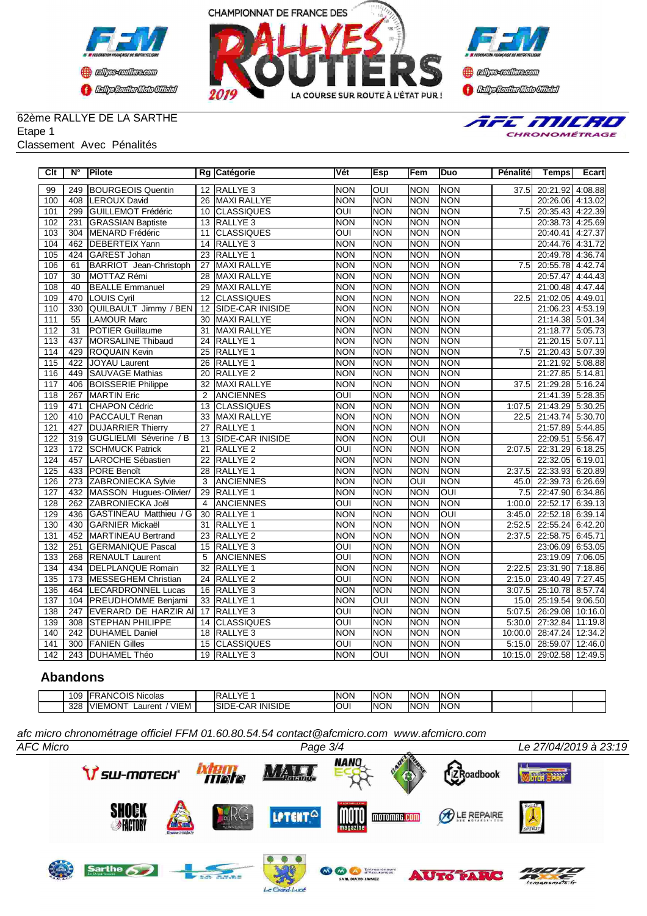CHAMPIONNAT DE FRANCE DES RALLYES ROUTIERS 2019

62ème RALLYE DE LA SARTHE
Etape 1
Classement Avec Pénalités

| Clt | N° | Pilote | Rg | Catégorie | Vét | Esp | Fem | Duo | Pénalité | Temps | Ecart |
|---|---|---|---|---|---|---|---|---|---|---|---|
| 99 | 249 | BOURGEOIS Quentin | 12 | RALLYE 3 | NON | OUI | NON | NON | 37.5 | 20:21.92 | 4:08.88 |
| 100 | 408 | LEROUX David | 26 | MAXI RALLYE | NON | NON | NON | NON | | 20:26.06 | 4:13.02 |
| 101 | 299 | GUILLEMOT Frédéric | 10 | CLASSIQUES | OUI | NON | NON | NON | 7.5 | 20:35.43 | 4:22.39 |
| 102 | 231 | GRASSIAN Baptiste | 13 | RALLYE 3 | NON | NON | NON | NON | | 20:38.73 | 4:25.69 |
| 103 | 304 | MENARD Frédéric | 11 | CLASSIQUES | OUI | NON | NON | NON | | 20:40.41 | 4:27.37 |
| 104 | 462 | DEBERTEIX Yann | 14 | RALLYE 3 | NON | NON | NON | NON | | 20:44.76 | 4:31.72 |
| 105 | 424 | GAREST Johan | 23 | RALLYE 1 | NON | NON | NON | NON | | 20:49.78 | 4:36.74 |
| 106 | 61 | BARRIOT Jean-Christoph | 27 | MAXI RALLYE | NON | NON | NON | NON | 7.5 | 20:55.78 | 4:42.74 |
| 107 | 30 | MOTTAZ Rémi | 28 | MAXI RALLYE | NON | NON | NON | NON | | 20:57.47 | 4:44.43 |
| 108 | 40 | BEALLE Emmanuel | 29 | MAXI RALLYE | NON | NON | NON | NON | | 21:00.48 | 4:47.44 |
| 109 | 470 | LOUIS Cyril | 12 | CLASSIQUES | NON | NON | NON | NON | 22.5 | 21:02.05 | 4:49.01 |
| 110 | 330 | QUILBAULT Jimmy / BEN | 12 | SIDE-CAR INISIDE | NON | NON | NON | NON | | 21:06.23 | 4:53.19 |
| 111 | 55 | LAMOUR Marc | 30 | MAXI RALLYE | NON | NON | NON | NON | | 21:14.38 | 5:01.34 |
| 112 | 31 | POTIER Guillaume | 31 | MAXI RALLYE | NON | NON | NON | NON | | 21:18.77 | 5:05.73 |
| 113 | 437 | MORSALINE Thibaud | 24 | RALLYE 1 | NON | NON | NON | NON | | 21:20.15 | 5:07.11 |
| 114 | 429 | ROQUAIN Kevin | 25 | RALLYE 1 | NON | NON | NON | NON | 7.5 | 21:20.43 | 5:07.39 |
| 115 | 422 | JOYAU Laurent | 26 | RALLYE 1 | NON | NON | NON | NON | | 21:21.92 | 5:08.88 |
| 116 | 449 | SAUVAGE Mathias | 20 | RALLYE 2 | NON | NON | NON | NON | | 21:27.85 | 5:14.81 |
| 117 | 406 | BOISSERIE Philippe | 32 | MAXI RALLYE | NON | NON | NON | NON | 37.5 | 21:29.28 | 5:16.24 |
| 118 | 267 | MARTIN Eric | 2 | ANCIENNES | OUI | NON | NON | NON | | 21:41.39 | 5:28.35 |
| 119 | 471 | CHAPON Cédric | 13 | CLASSIQUES | NON | NON | NON | NON | 1:07.5 | 21:43.29 | 5:30.25 |
| 120 | 410 | PACCAULT Renan | 33 | MAXI RALLYE | NON | NON | NON | NON | 22.5 | 21:43.74 | 5:30.70 |
| 121 | 427 | DUJARRIER Thierry | 27 | RALLYE 1 | NON | NON | NON | NON | | 21:57.89 | 5:44.85 |
| 122 | 319 | GUGLIELMI Séverine / B | 13 | SIDE-CAR INISIDE | NON | NON | OUI | NON | | 22:09.51 | 5:56.47 |
| 123 | 172 | SCHMUCK Patrick | 21 | RALLYE 2 | OUI | NON | NON | NON | 2:07.5 | 22:31.29 | 6:18.25 |
| 124 | 457 | LAROCHE Sébastien | 22 | RALLYE 2 | NON | NON | NON | NON | | 22:32.05 | 6:19.01 |
| 125 | 433 | PORE Benoît | 28 | RALLYE 1 | NON | NON | NON | NON | 2:37.5 | 22:33.93 | 6:20.89 |
| 126 | 273 | ZABRONIECKA Sylvie | 3 | ANCIENNES | NON | NON | OUI | NON | 45.0 | 22:39.73 | 6:26.69 |
| 127 | 432 | MASSON Hugues-Olivier/ | 29 | RALLYE 1 | NON | NON | NON | OUI | 7.5 | 22:47.90 | 6:34.86 |
| 128 | 262 | ZABRONIECKA Joël | 4 | ANCIENNES | OUI | NON | NON | NON | 1:00.0 | 22:52.17 | 6:39.13 |
| 129 | 436 | GASTINEAU Matthieu / G | 30 | RALLYE 1 | NON | NON | NON | OUI | 3:45.0 | 22:52.18 | 6:39.14 |
| 130 | 430 | GARNIER Mickaël | 31 | RALLYE 1 | NON | NON | NON | NON | 2:52.5 | 22:55.24 | 6:42.20 |
| 131 | 452 | MARTINEAU Bertrand | 23 | RALLYE 2 | NON | NON | NON | NON | 2:37.5 | 22:58.75 | 6:45.71 |
| 132 | 251 | GERMANIQUE Pascal | 15 | RALLYE 3 | OUI | NON | NON | NON | | 23:06.09 | 6:53.05 |
| 133 | 268 | RENAULT Laurent | 5 | ANCIENNES | OUI | NON | NON | NON | | 23:19.09 | 7:06.05 |
| 134 | 434 | DELPLANQUE Romain | 32 | RALLYE 1 | NON | NON | NON | NON | 2:22.5 | 23:31.90 | 7:18.86 |
| 135 | 173 | MESSEGHEM Christian | 24 | RALLYE 2 | OUI | NON | NON | NON | 2:15.0 | 23:40.49 | 7:27.45 |
| 136 | 464 | LECARDRONNEL Lucas | 16 | RALLYE 3 | NON | NON | NON | NON | 3:07.5 | 25:10.78 | 8:57.74 |
| 137 | 104 | PREUDHOMME Benjami | 33 | RALLYE 1 | NON | OUI | NON | NON | 15.0 | 25:19.54 | 9:06.50 |
| 138 | 247 | EVERARD DE HARZIR AI | 17 | RALLYE 3 | OUI | NON | NON | NON | 5:07.5 | 26:29.08 | 10:16.0 |
| 139 | 308 | STEPHAN PHILIPPE | 14 | CLASSIQUES | OUI | NON | NON | NON | 5:30.0 | 27:32.84 | 11:19.8 |
| 140 | 242 | DUHAMEL Daniel | 18 | RALLYE 3 | NON | NON | NON | NON | 10:00.0 | 28:47.24 | 12:34.2 |
| 141 | 300 | FANIEN Gilles | 15 | CLASSIQUES | OUI | NON | NON | NON | 5:15.0 | 28:59.07 | 12:46.0 |
| 142 | 243 | DUHAMEL Théo | 19 | RALLYE 3 | NON | OUI | NON | NON | 10:15.0 | 29:02.58 | 12:49.5 |

## Abandons

| Clt | N° | Pilote | Rg | Catégorie | Vét | Esp | Fem | Duo | Pénalité | Temps | Ecart |
|---|---|---|---|---|---|---|---|---|---|---|---|
| | 109 | FRANCOIS Nicolas | | RALLYE 1 | NON | NON | NON | NON | | | |
| | 328 | VIEMONT Laurent / VIEM | | SIDE-CAR INISIDE | OUI | NON | NON | NON | | | |

*afc micro chronométrage officiel FFM 01.60.80.54.54 contact@afcmicro.com www.afcmicro.com*

AFC Micro — Le 27/04/2019 à 23:19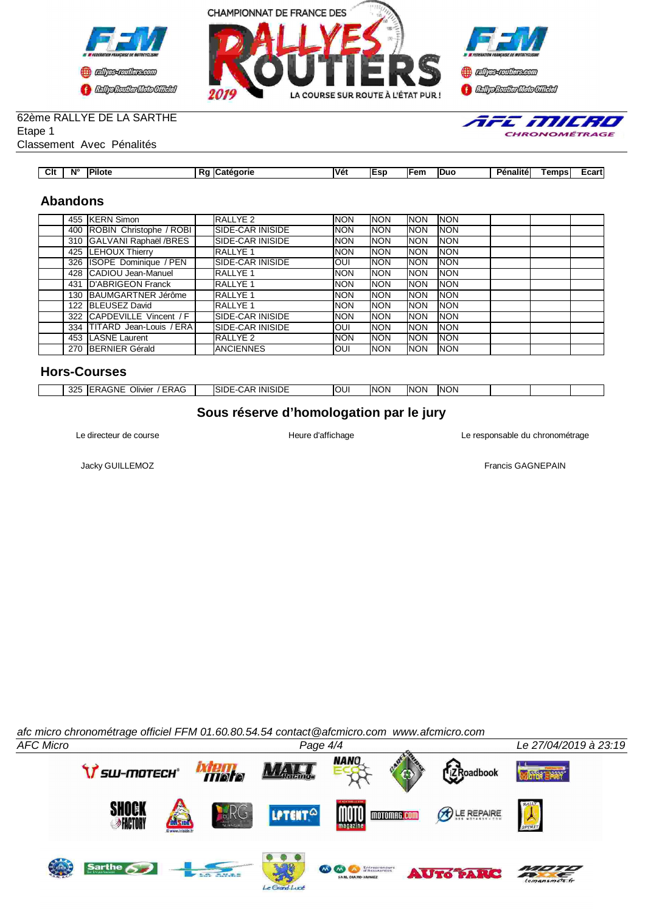62ème RALLYE DE LA SARTHE
Etape 1
Classement Avec Pénalités

| Clt | N° | Pilote | Rg | Catégorie | Vét | Esp | Fem | Duo | Pénalité | Temps | Ecart |
|---|---|---|---|---|---|---|---|---|---|---|---|

## Abandons

| | | | | | | | | | | | |
|---|---|---|---|---|---|---|---|---|---|---|---|
| | 455 | KERN Simon | | RALLYE 2 | NON | NON | NON | NON | | | |
| | 400 | ROBIN Christophe / ROBI | | SIDE-CAR INISIDE | NON | NON | NON | NON | | | |
| | 310 | GALVANI Raphaël /BRES | | SIDE-CAR INISIDE | NON | NON | NON | NON | | | |
| | 425 | LEHOUX Thierry | | RALLYE 1 | NON | NON | NON | NON | | | |
| | 326 | ISOPE Dominique / PEN | | SIDE-CAR INISIDE | OUI | NON | NON | NON | | | |
| | 428 | CADIOU Jean-Manuel | | RALLYE 1 | NON | NON | NON | NON | | | |
| | 431 | D'ABRIGEON Franck | | RALLYE 1 | NON | NON | NON | NON | | | |
| | 130 | BAUMGARTNER Jérôme | | RALLYE 1 | NON | NON | NON | NON | | | |
| | 122 | BLEUSEZ David | | RALLYE 1 | NON | NON | NON | NON | | | |
| | 322 | CAPDEVILLE Vincent / F | | SIDE-CAR INISIDE | NON | NON | NON | NON | | | |
| | 334 | TITARD Jean-Louis / ERA | | SIDE-CAR INISIDE | OUI | NON | NON | NON | | | |
| | 453 | LASNE Laurent | | RALLYE 2 | NON | NON | NON | NON | | | |
| | 270 | BERNIER Gérald | | ANCIENNES | OUI | NON | NON | NON | | | |

## Hors-Courses

| | | | | | | | | | | | |
|---|---|---|---|---|---|---|---|---|---|---|---|
| | 325 | ERAGNE Olivier / ERAG | | SIDE-CAR INISIDE | OUI | NON | NON | NON | | | |

## Sous réserve d'homologation par le jury

Le directeur de course

Heure d'affichage

Le responsable du chronométrage

Jacky GUILLEMOZ

Francis GAGNEPAIN

*afc micro chronométrage officiel FFM 01.60.80.54.54 contact@afcmicro.com www.afcmicro.com*

*AFC Micro* *Le 27/04/2019 à 23:19*